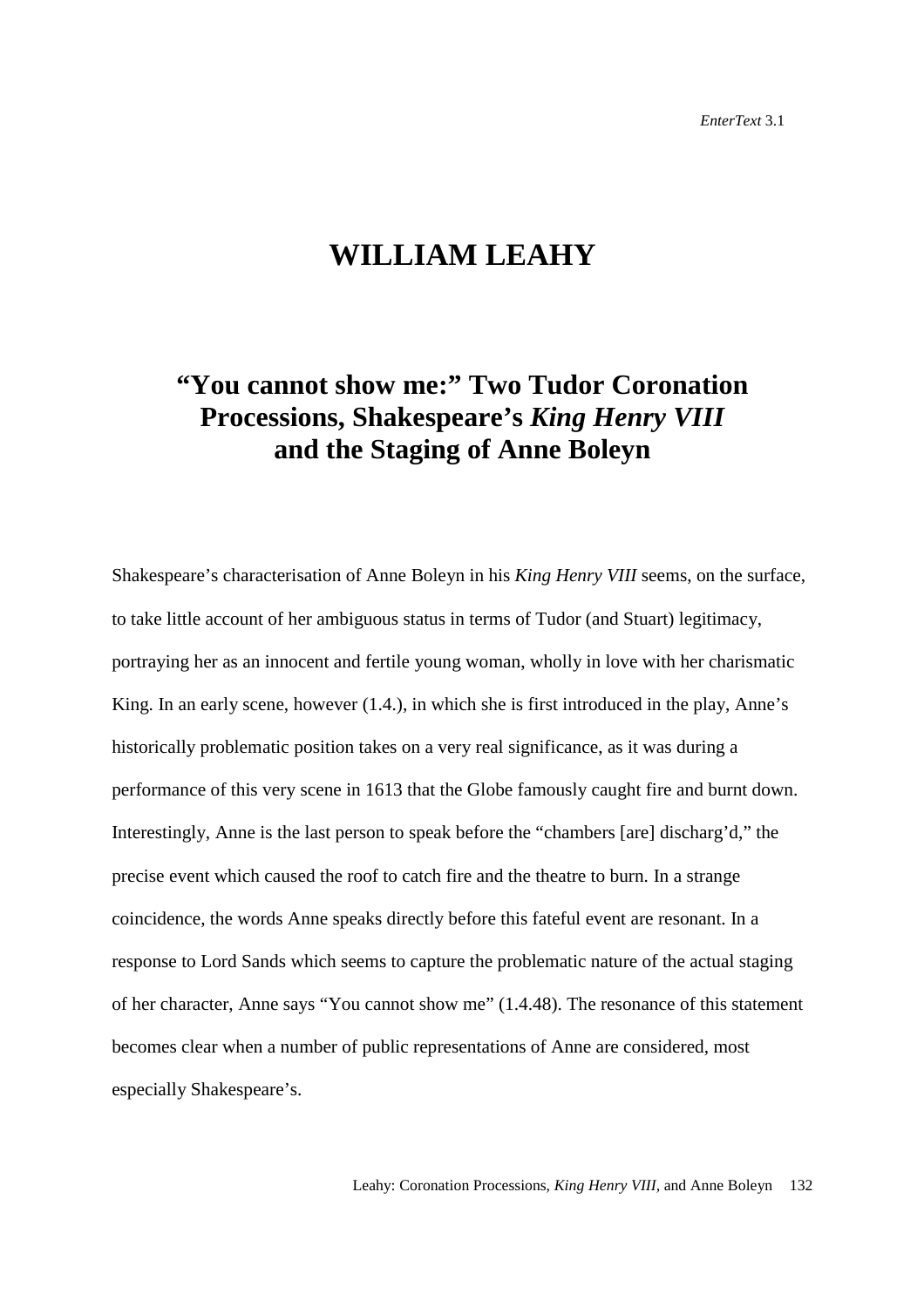# WILLIAM LEAHY

## "You cannot show me:" Two Tudor Coronation Processions, Shakespeare's *King Henry VIII* and the Staging of Anne Boleyn

Shakespeare's characterisation of Anne Boleyn in his *King Henry VIII* seems, on the surface, to take little account of her ambiguous status in terms of Tudor (and Stuart) legitimacy, portraying her as an innocent and fertile young woman, wholly in love with her charismatic King. In an early scene, however (1.4.), in which she is first introduced in the play, Anne's historically problematic position takes on a very real significance, as it was during a performance of this very scene in 1613 that the Globe famously caught fire and burnt down. Interestingly, Anne is the last person to speak before the "chambers [are] discharg'd," the precise event which caused the roof to catch fire and the theatre to burn. In a strange coincidence, the words Anne speaks directly before this fateful event are resonant. In a response to Lord Sands which seems to capture the problematic nature of the actual staging of her character, Anne says "You cannot show me" (1.4.48). The resonance of this statement becomes clear when a number of public representations of Anne are considered, most especially Shakespeare's.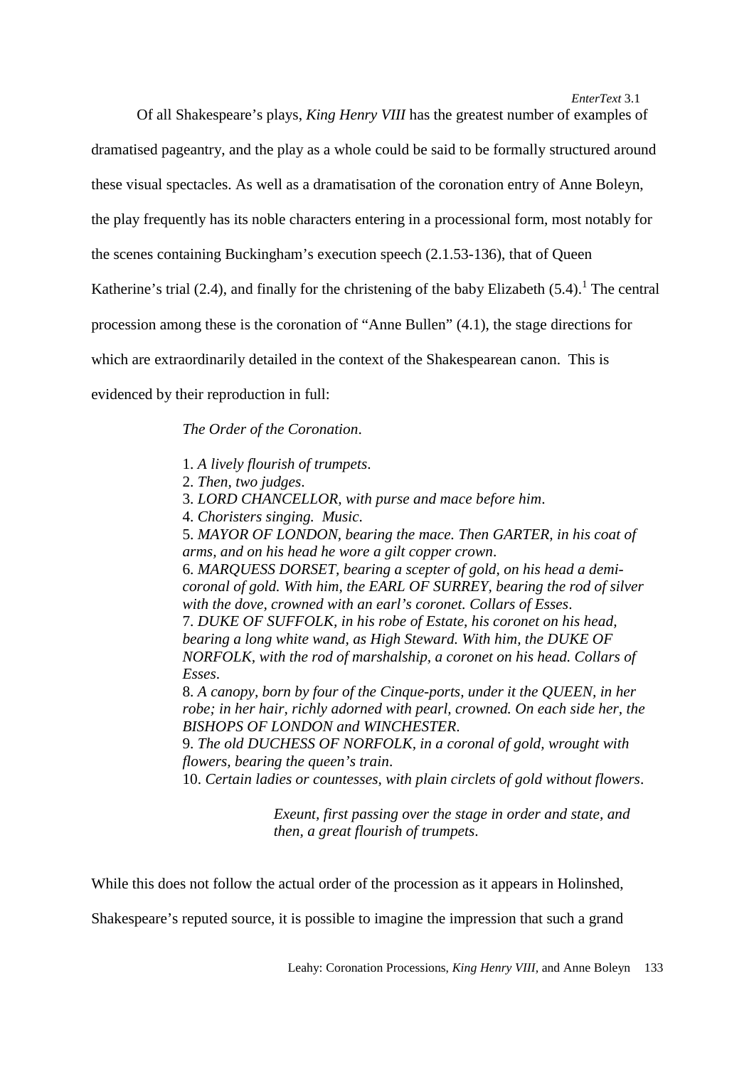Of all Shakespeare's plays, *King Henry VIII* has the greatest number of examples of dramatised pageantry, and the play as a whole could be said to be formally structured around these visual spectacles. As well as a dramatisation of the coronation entry of Anne Boleyn, the play frequently has its noble characters entering in a processional form, most notably for the scenes containing Buckingham's execution speech (2.1.53-136), that of Queen Katherine's trial (2.4), and finally for the christening of the baby Elizabeth (5.4).[1] The central procession among these is the coronation of "Anne Bullen" (4.1), the stage directions for which are extraordinarily detailed in the context of the Shakespearean canon. This is evidenced by their reproduction in full:

> *The Order of the Coronation*.
>
> 1. *A lively flourish of trumpets*.
> 2. *Then, two judges*.
> 3. *LORD CHANCELLOR, with purse and mace before him*.
> 4. *Choristers singing. Music*.
> 5. *MAYOR OF LONDON, bearing the mace. Then GARTER, in his coat of arms, and on his head he wore a gilt copper crown*.
> 6. *MARQUESS DORSET, bearing a scepter of gold, on his head a demi-coronal of gold. With him, the EARL OF SURREY, bearing the rod of silver with the dove, crowned with an earl's coronet. Collars of Esses*.
> 7. *DUKE OF SUFFOLK, in his robe of Estate, his coronet on his head, bearing a long white wand, as High Steward. With him, the DUKE OF NORFOLK, with the rod of marshalship, a coronet on his head. Collars of Esses*.
> 8. *A canopy, born by four of the Cinque-ports, under it the QUEEN, in her robe; in her hair, richly adorned with pearl, crowned. On each side her, the BISHOPS OF LONDON and WINCHESTER*.
> 9. *The old DUCHESS OF NORFOLK, in a coronal of gold, wrought with flowers, bearing the queen's train*.
> 10. *Certain ladies or countesses, with plain circlets of gold without flowers*.
>
> *Exeunt, first passing over the stage in order and state, and then, a great flourish of trumpets*.

While this does not follow the actual order of the procession as it appears in Holinshed, Shakespeare's reputed source, it is possible to imagine the impression that such a grand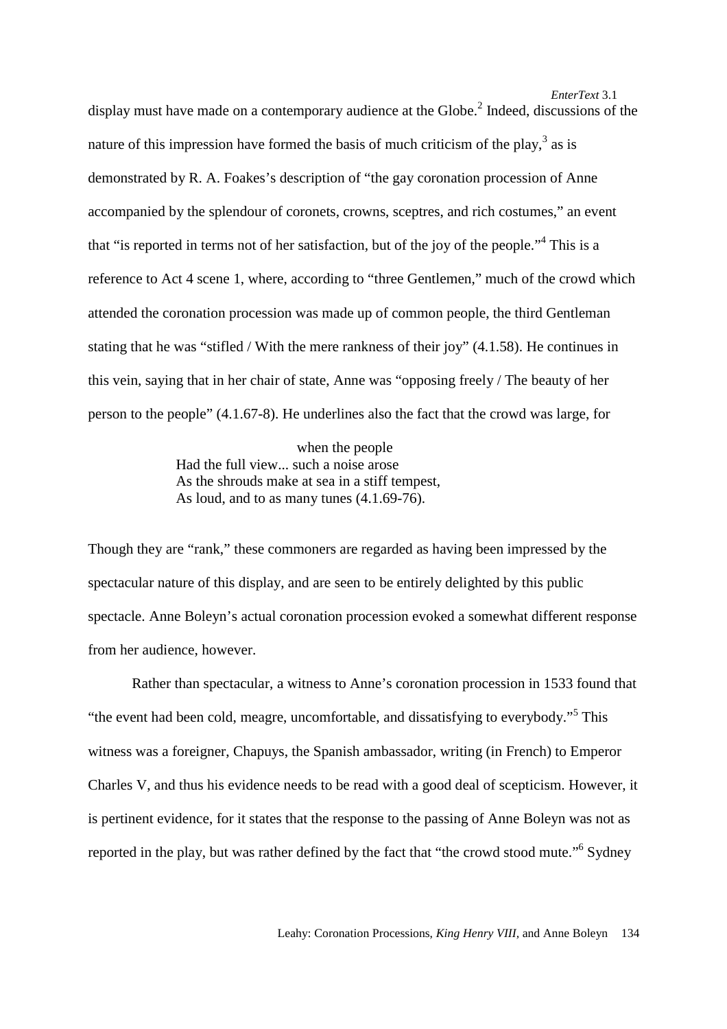display must have made on a contemporary audience at the Globe.[2] Indeed, discussions of the nature of this impression have formed the basis of much criticism of the play,[3] as is demonstrated by R. A. Foakes's description of "the gay coronation procession of Anne accompanied by the splendour of coronets, crowns, sceptres, and rich costumes," an event that "is reported in terms not of her satisfaction, but of the joy of the people."[4] This is a reference to Act 4 scene 1, where, according to "three Gentlemen," much of the crowd which attended the coronation procession was made up of common people, the third Gentleman stating that he was "stifled / With the mere rankness of their joy" (4.1.58). He continues in this vein, saying that in her chair of state, Anne was "opposing freely / The beauty of her person to the people" (4.1.67-8). He underlines also the fact that the crowd was large, for

> when the people
> Had the full view... such a noise arose
> As the shrouds make at sea in a stiff tempest,
> As loud, and to as many tunes (4.1.69-76).

Though they are "rank," these commoners are regarded as having been impressed by the spectacular nature of this display, and are seen to be entirely delighted by this public spectacle. Anne Boleyn's actual coronation procession evoked a somewhat different response from her audience, however.

Rather than spectacular, a witness to Anne's coronation procession in 1533 found that "the event had been cold, meagre, uncomfortable, and dissatisfying to everybody."[5] This witness was a foreigner, Chapuys, the Spanish ambassador, writing (in French) to Emperor Charles V, and thus his evidence needs to be read with a good deal of scepticism. However, it is pertinent evidence, for it states that the response to the passing of Anne Boleyn was not as reported in the play, but was rather defined by the fact that "the crowd stood mute."[6] Sydney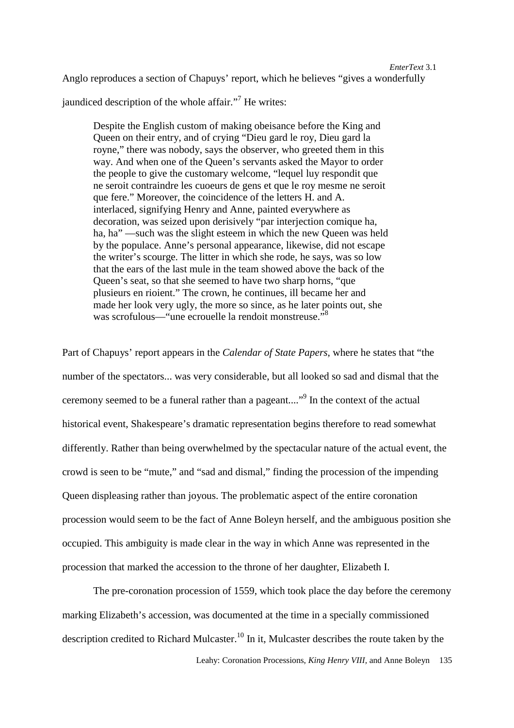Anglo reproduces a section of Chapuys' report, which he believes "gives a wonderfully jaundiced description of the whole affair."[7] He writes:

> Despite the English custom of making obeisance before the King and Queen on their entry, and of crying "Dieu gard le roy, Dieu gard la royne," there was nobody, says the observer, who greeted them in this way. And when one of the Queen's servants asked the Mayor to order the people to give the customary welcome, "lequel luy respondit que ne seroit contraindre les cuoeurs de gens et que le roy mesme ne seroit que fere." Moreover, the coincidence of the letters H. and A. interlaced, signifying Henry and Anne, painted everywhere as decoration, was seized upon derisively "par interjection comique ha, ha, ha" —such was the slight esteem in which the new Queen was held by the populace. Anne's personal appearance, likewise, did not escape the writer's scourge. The litter in which she rode, he says, was so low that the ears of the last mule in the team showed above the back of the Queen's seat, so that she seemed to have two sharp horns, "que plusieurs en rioient." The crown, he continues, ill became her and made her look very ugly, the more so since, as he later points out, she was scrofulous—"une ecrouelle la rendoit monstreuse."[8]

Part of Chapuys' report appears in the *Calendar of State Papers*, where he states that "the number of the spectators... was very considerable, but all looked so sad and dismal that the ceremony seemed to be a funeral rather than a pageant...."[9] In the context of the actual historical event, Shakespeare's dramatic representation begins therefore to read somewhat differently. Rather than being overwhelmed by the spectacular nature of the actual event, the crowd is seen to be "mute," and "sad and dismal," finding the procession of the impending Queen displeasing rather than joyous. The problematic aspect of the entire coronation procession would seem to be the fact of Anne Boleyn herself, and the ambiguous position she occupied. This ambiguity is made clear in the way in which Anne was represented in the procession that marked the accession to the throne of her daughter, Elizabeth I.

The pre-coronation procession of 1559, which took place the day before the ceremony marking Elizabeth's accession, was documented at the time in a specially commissioned description credited to Richard Mulcaster.[10] In it, Mulcaster describes the route taken by the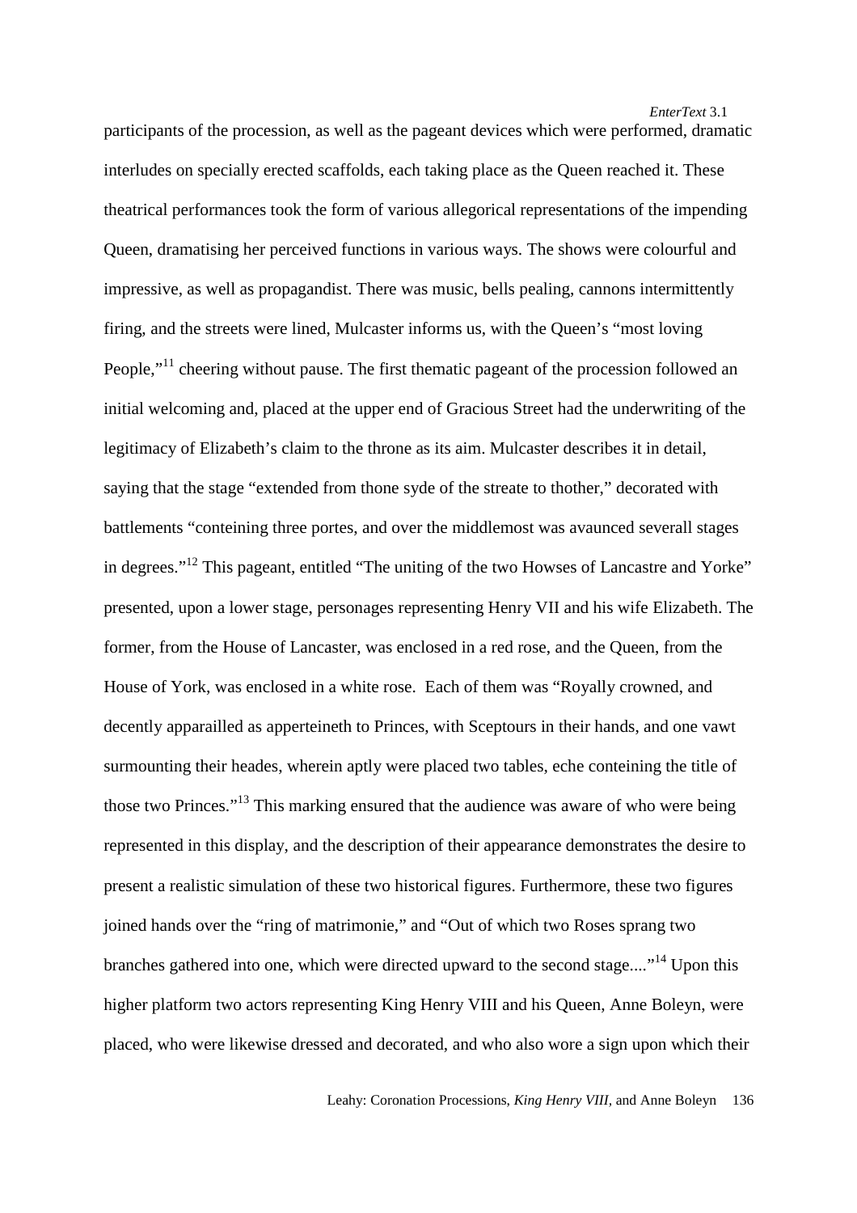participants of the procession, as well as the pageant devices which were performed, dramatic interludes on specially erected scaffolds, each taking place as the Queen reached it. These theatrical performances took the form of various allegorical representations of the impending Queen, dramatising her perceived functions in various ways. The shows were colourful and impressive, as well as propagandist. There was music, bells pealing, cannons intermittently firing, and the streets were lined, Mulcaster informs us, with the Queen's "most loving People,"[11] cheering without pause. The first thematic pageant of the procession followed an initial welcoming and, placed at the upper end of Gracious Street had the underwriting of the legitimacy of Elizabeth's claim to the throne as its aim. Mulcaster describes it in detail, saying that the stage "extended from thone syde of the streate to thother," decorated with battlements "conteining three portes, and over the middlemost was avaunced severall stages in degrees."[12] This pageant, entitled "The uniting of the two Howses of Lancastre and Yorke" presented, upon a lower stage, personages representing Henry VII and his wife Elizabeth. The former, from the House of Lancaster, was enclosed in a red rose, and the Queen, from the House of York, was enclosed in a white rose. Each of them was "Royally crowned, and decently apparailled as apperteineth to Princes, with Sceptours in their hands, and one vawt surmounting their heades, wherein aptly were placed two tables, eche conteining the title of those two Princes."[13] This marking ensured that the audience was aware of who were being represented in this display, and the description of their appearance demonstrates the desire to present a realistic simulation of these two historical figures. Furthermore, these two figures joined hands over the "ring of matrimonie," and "Out of which two Roses sprang two branches gathered into one, which were directed upward to the second stage...."[14] Upon this higher platform two actors representing King Henry VIII and his Queen, Anne Boleyn, were placed, who were likewise dressed and decorated, and who also wore a sign upon which their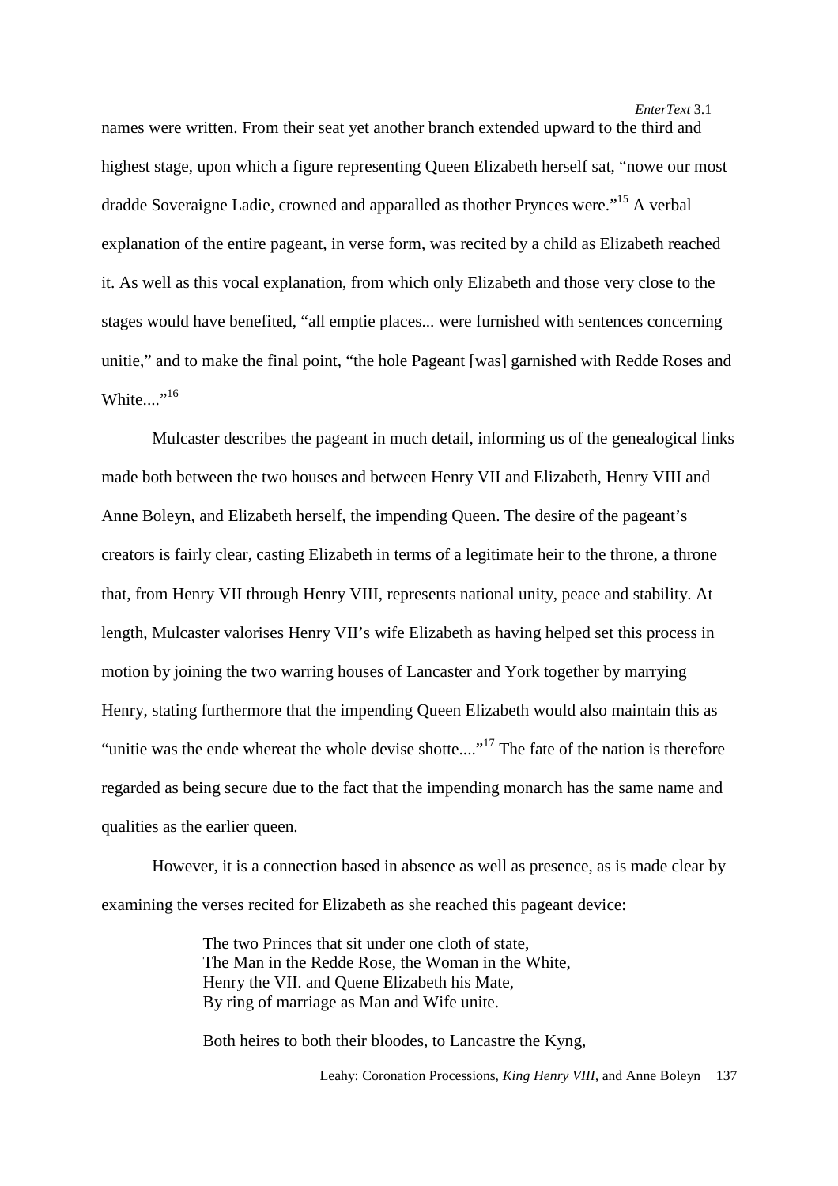names were written. From their seat yet another branch extended upward to the third and highest stage, upon which a figure representing Queen Elizabeth herself sat, "nowe our most dradde Soveraigne Ladie, crowned and apparalled as thother Prynces were."[15] A verbal explanation of the entire pageant, in verse form, was recited by a child as Elizabeth reached it. As well as this vocal explanation, from which only Elizabeth and those very close to the stages would have benefited, "all emptie places... were furnished with sentences concerning unitie," and to make the final point, "the hole Pageant [was] garnished with Redde Roses and White...."[16]

Mulcaster describes the pageant in much detail, informing us of the genealogical links made both between the two houses and between Henry VII and Elizabeth, Henry VIII and Anne Boleyn, and Elizabeth herself, the impending Queen. The desire of the pageant's creators is fairly clear, casting Elizabeth in terms of a legitimate heir to the throne, a throne that, from Henry VII through Henry VIII, represents national unity, peace and stability. At length, Mulcaster valorises Henry VII's wife Elizabeth as having helped set this process in motion by joining the two warring houses of Lancaster and York together by marrying Henry, stating furthermore that the impending Queen Elizabeth would also maintain this as "unitie was the ende whereat the whole devise shotte...."[17] The fate of the nation is therefore regarded as being secure due to the fact that the impending monarch has the same name and qualities as the earlier queen.

However, it is a connection based in absence as well as presence, as is made clear by examining the verses recited for Elizabeth as she reached this pageant device:

> The two Princes that sit under one cloth of state,
> The Man in the Redde Rose, the Woman in the White,
> Henry the VII. and Quene Elizabeth his Mate,
> By ring of marriage as Man and Wife unite.
>
> Both heires to both their bloodes, to Lancastre the Kyng,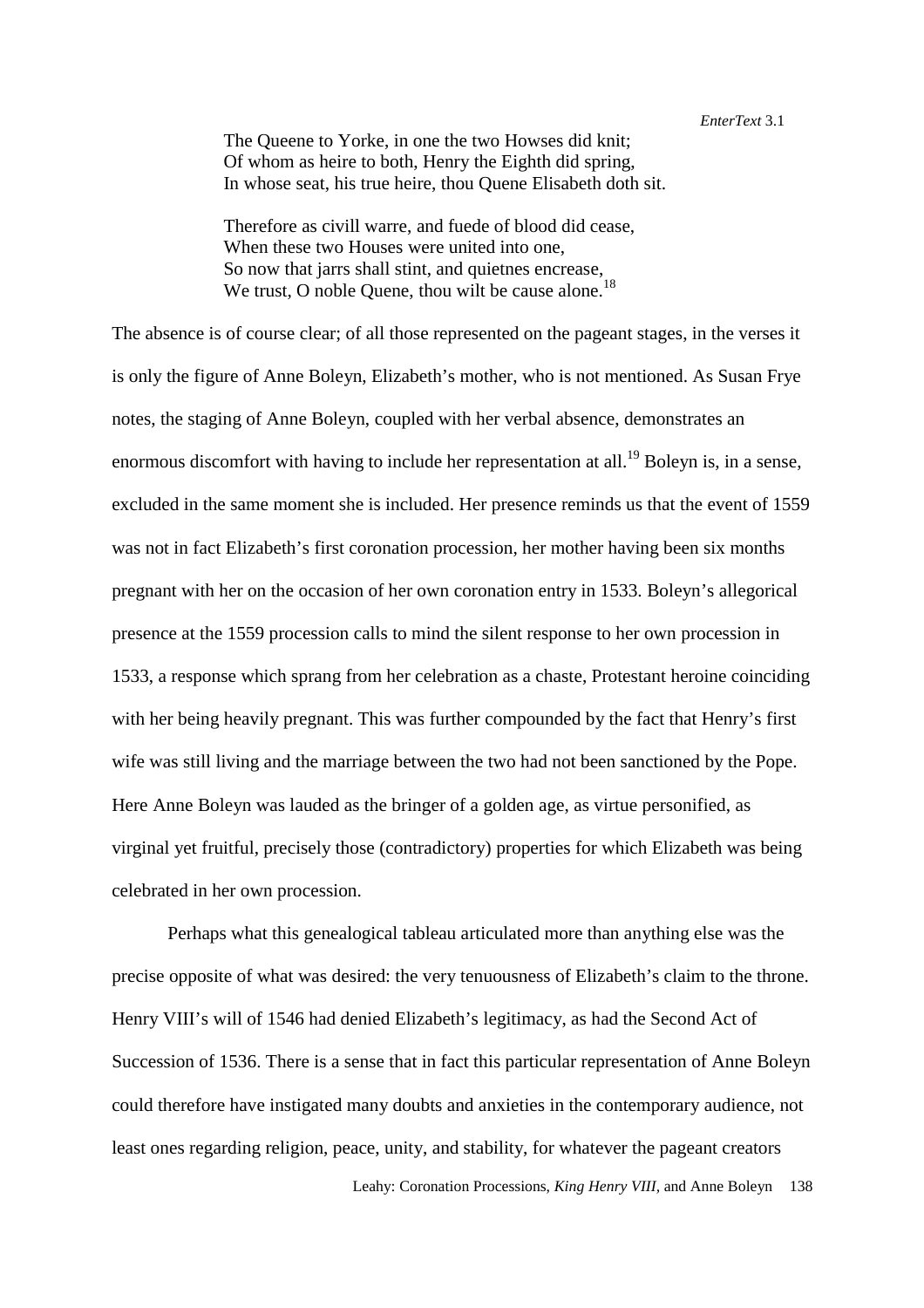> The Queene to Yorke, in one the two Howses did knit;
> Of whom as heire to both, Henry the Eighth did spring,
> In whose seat, his true heire, thou Quene Elisabeth doth sit.
>
> Therefore as civill warre, and fuede of blood did cease,
> When these two Houses were united into one,
> So now that jarrs shall stint, and quietnes encrease,
> We trust, O noble Quene, thou wilt be cause alone.[18]

The absence is of course clear; of all those represented on the pageant stages, in the verses it is only the figure of Anne Boleyn, Elizabeth's mother, who is not mentioned. As Susan Frye notes, the staging of Anne Boleyn, coupled with her verbal absence, demonstrates an enormous discomfort with having to include her representation at all.[19] Boleyn is, in a sense, excluded in the same moment she is included. Her presence reminds us that the event of 1559 was not in fact Elizabeth's first coronation procession, her mother having been six months pregnant with her on the occasion of her own coronation entry in 1533. Boleyn's allegorical presence at the 1559 procession calls to mind the silent response to her own procession in 1533, a response which sprang from her celebration as a chaste, Protestant heroine coinciding with her being heavily pregnant. This was further compounded by the fact that Henry's first wife was still living and the marriage between the two had not been sanctioned by the Pope. Here Anne Boleyn was lauded as the bringer of a golden age, as virtue personified, as virginal yet fruitful, precisely those (contradictory) properties for which Elizabeth was being celebrated in her own procession.

Perhaps what this genealogical tableau articulated more than anything else was the precise opposite of what was desired: the very tenuousness of Elizabeth's claim to the throne. Henry VIII's will of 1546 had denied Elizabeth's legitimacy, as had the Second Act of Succession of 1536. There is a sense that in fact this particular representation of Anne Boleyn could therefore have instigated many doubts and anxieties in the contemporary audience, not least ones regarding religion, peace, unity, and stability, for whatever the pageant creators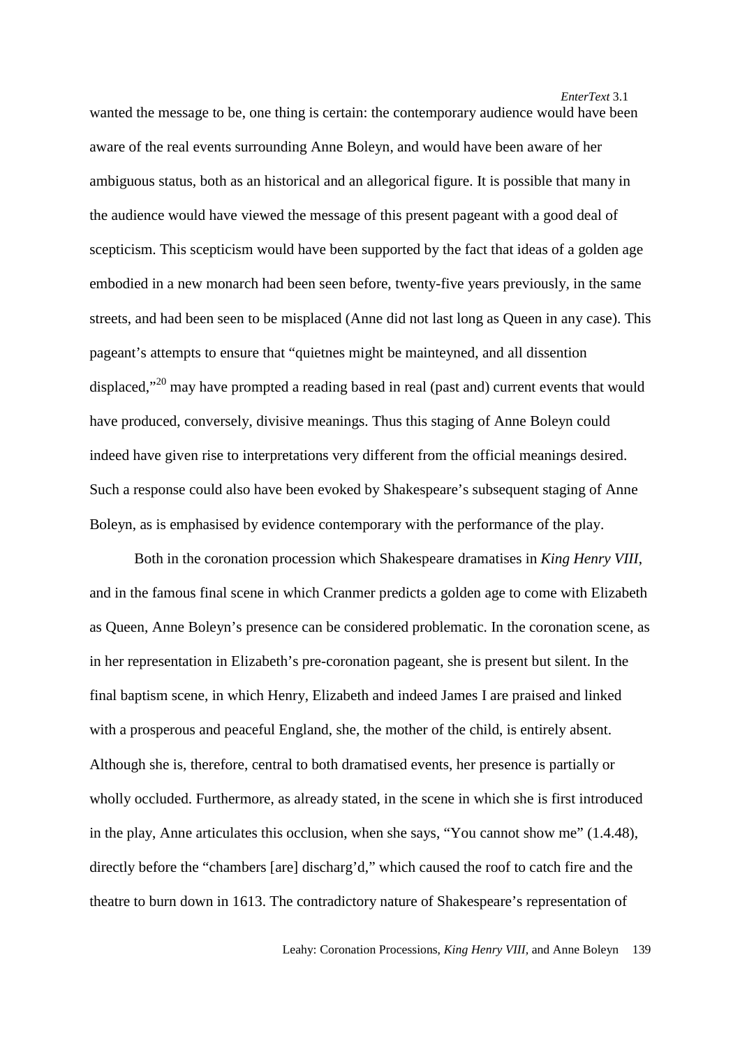wanted the message to be, one thing is certain: the contemporary audience would have been aware of the real events surrounding Anne Boleyn, and would have been aware of her ambiguous status, both as an historical and an allegorical figure. It is possible that many in the audience would have viewed the message of this present pageant with a good deal of scepticism. This scepticism would have been supported by the fact that ideas of a golden age embodied in a new monarch had been seen before, twenty-five years previously, in the same streets, and had been seen to be misplaced (Anne did not last long as Queen in any case). This pageant's attempts to ensure that "quietnes might be mainteyned, and all dissention displaced,"[20] may have prompted a reading based in real (past and) current events that would have produced, conversely, divisive meanings. Thus this staging of Anne Boleyn could indeed have given rise to interpretations very different from the official meanings desired. Such a response could also have been evoked by Shakespeare's subsequent staging of Anne Boleyn, as is emphasised by evidence contemporary with the performance of the play.

Both in the coronation procession which Shakespeare dramatises in *King Henry VIII*, and in the famous final scene in which Cranmer predicts a golden age to come with Elizabeth as Queen, Anne Boleyn's presence can be considered problematic. In the coronation scene, as in her representation in Elizabeth's pre-coronation pageant, she is present but silent. In the final baptism scene, in which Henry, Elizabeth and indeed James I are praised and linked with a prosperous and peaceful England, she, the mother of the child, is entirely absent. Although she is, therefore, central to both dramatised events, her presence is partially or wholly occluded. Furthermore, as already stated, in the scene in which she is first introduced in the play, Anne articulates this occlusion, when she says, "You cannot show me" (1.4.48), directly before the "chambers [are] discharg'd," which caused the roof to catch fire and the theatre to burn down in 1613. The contradictory nature of Shakespeare's representation of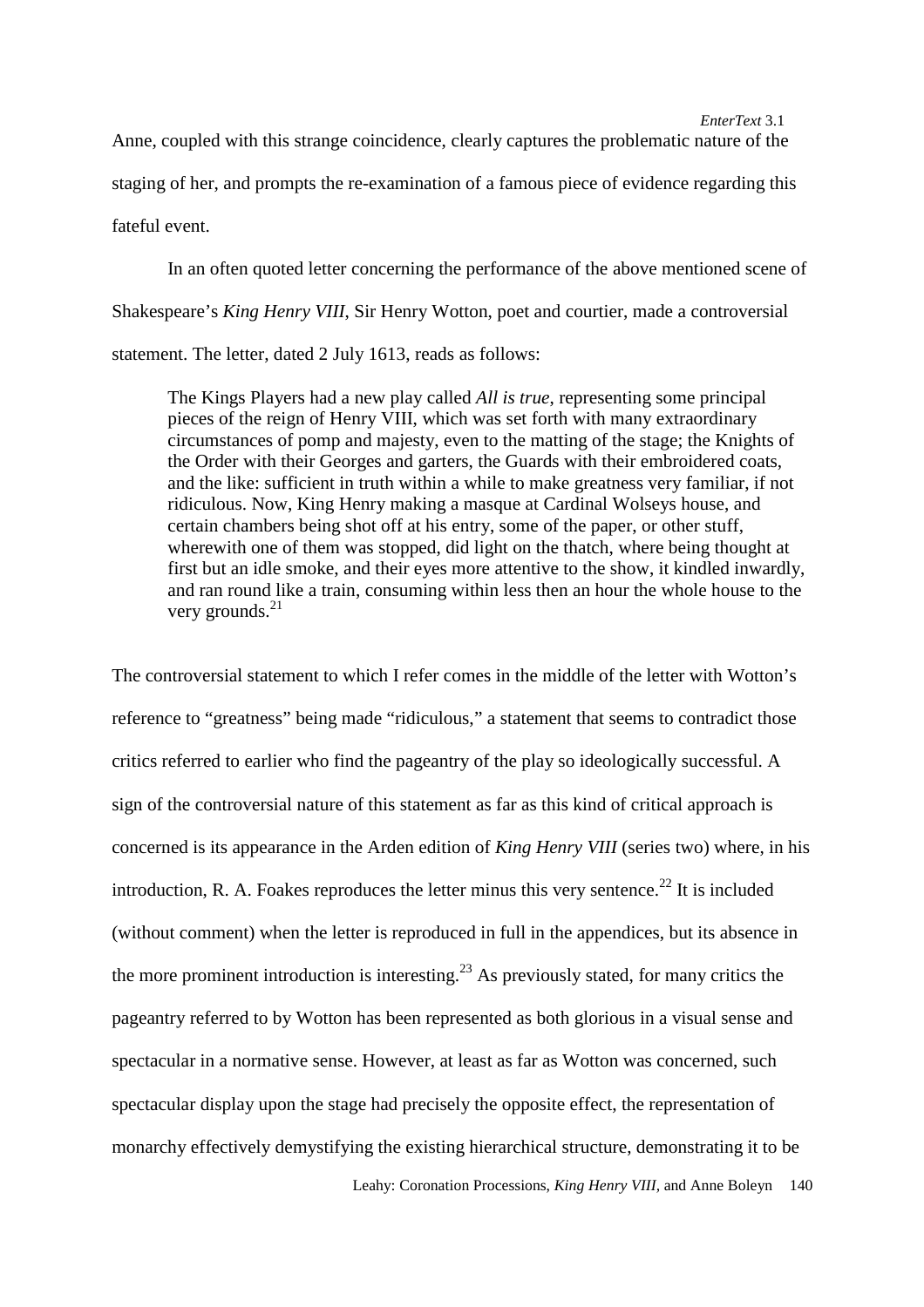Anne, coupled with this strange coincidence, clearly captures the problematic nature of the staging of her, and prompts the re-examination of a famous piece of evidence regarding this fateful event.

In an often quoted letter concerning the performance of the above mentioned scene of Shakespeare's *King Henry VIII*, Sir Henry Wotton, poet and courtier, made a controversial statement. The letter, dated 2 July 1613, reads as follows:

> The Kings Players had a new play called *All is true*, representing some principal pieces of the reign of Henry VIII, which was set forth with many extraordinary circumstances of pomp and majesty, even to the matting of the stage; the Knights of the Order with their Georges and garters, the Guards with their embroidered coats, and the like: sufficient in truth within a while to make greatness very familiar, if not ridiculous. Now, King Henry making a masque at Cardinal Wolseys house, and certain chambers being shot off at his entry, some of the paper, or other stuff, wherewith one of them was stopped, did light on the thatch, where being thought at first but an idle smoke, and their eyes more attentive to the show, it kindled inwardly, and ran round like a train, consuming within less then an hour the whole house to the very grounds.[21]

The controversial statement to which I refer comes in the middle of the letter with Wotton's reference to "greatness" being made "ridiculous," a statement that seems to contradict those critics referred to earlier who find the pageantry of the play so ideologically successful. A sign of the controversial nature of this statement as far as this kind of critical approach is concerned is its appearance in the Arden edition of *King Henry VIII* (series two) where, in his introduction, R. A. Foakes reproduces the letter minus this very sentence.[22] It is included (without comment) when the letter is reproduced in full in the appendices, but its absence in the more prominent introduction is interesting.[23] As previously stated, for many critics the pageantry referred to by Wotton has been represented as both glorious in a visual sense and spectacular in a normative sense. However, at least as far as Wotton was concerned, such spectacular display upon the stage had precisely the opposite effect, the representation of monarchy effectively demystifying the existing hierarchical structure, demonstrating it to be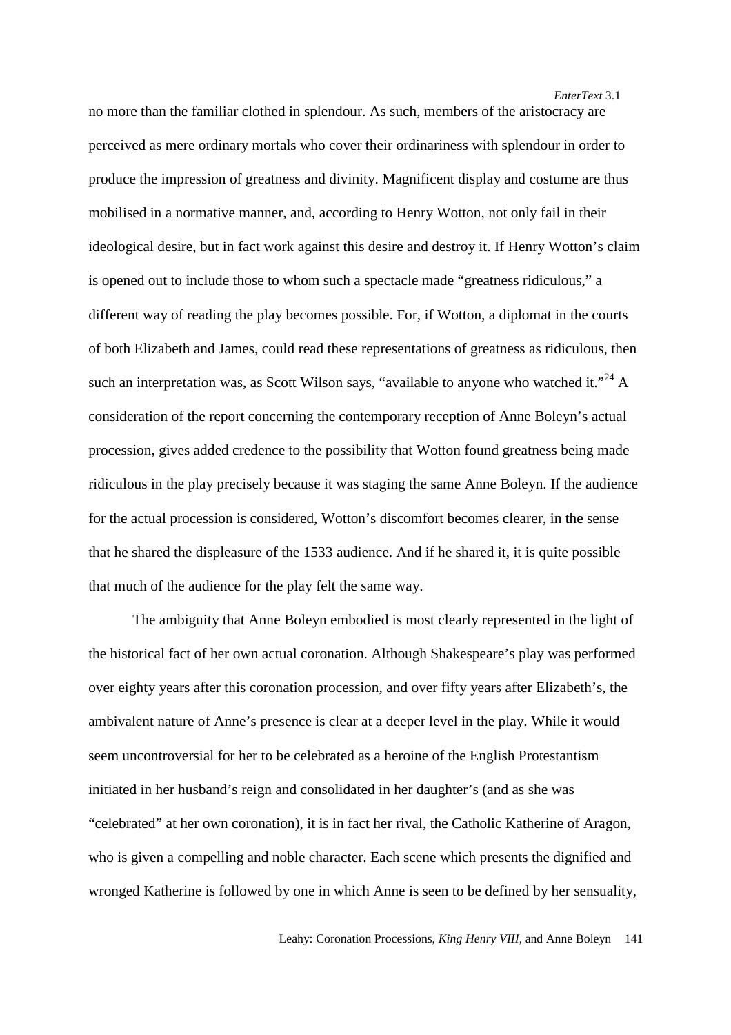no more than the familiar clothed in splendour. As such, members of the aristocracy are perceived as mere ordinary mortals who cover their ordinariness with splendour in order to produce the impression of greatness and divinity. Magnificent display and costume are thus mobilised in a normative manner, and, according to Henry Wotton, not only fail in their ideological desire, but in fact work against this desire and destroy it. If Henry Wotton's claim is opened out to include those to whom such a spectacle made "greatness ridiculous," a different way of reading the play becomes possible. For, if Wotton, a diplomat in the courts of both Elizabeth and James, could read these representations of greatness as ridiculous, then such an interpretation was, as Scott Wilson says, "available to anyone who watched it."[24] A consideration of the report concerning the contemporary reception of Anne Boleyn's actual procession, gives added credence to the possibility that Wotton found greatness being made ridiculous in the play precisely because it was staging the same Anne Boleyn. If the audience for the actual procession is considered, Wotton's discomfort becomes clearer, in the sense that he shared the displeasure of the 1533 audience. And if he shared it, it is quite possible that much of the audience for the play felt the same way.

The ambiguity that Anne Boleyn embodied is most clearly represented in the light of the historical fact of her own actual coronation. Although Shakespeare's play was performed over eighty years after this coronation procession, and over fifty years after Elizabeth's, the ambivalent nature of Anne's presence is clear at a deeper level in the play. While it would seem uncontroversial for her to be celebrated as a heroine of the English Protestantism initiated in her husband's reign and consolidated in her daughter's (and as she was "celebrated" at her own coronation), it is in fact her rival, the Catholic Katherine of Aragon, who is given a compelling and noble character. Each scene which presents the dignified and wronged Katherine is followed by one in which Anne is seen to be defined by her sensuality,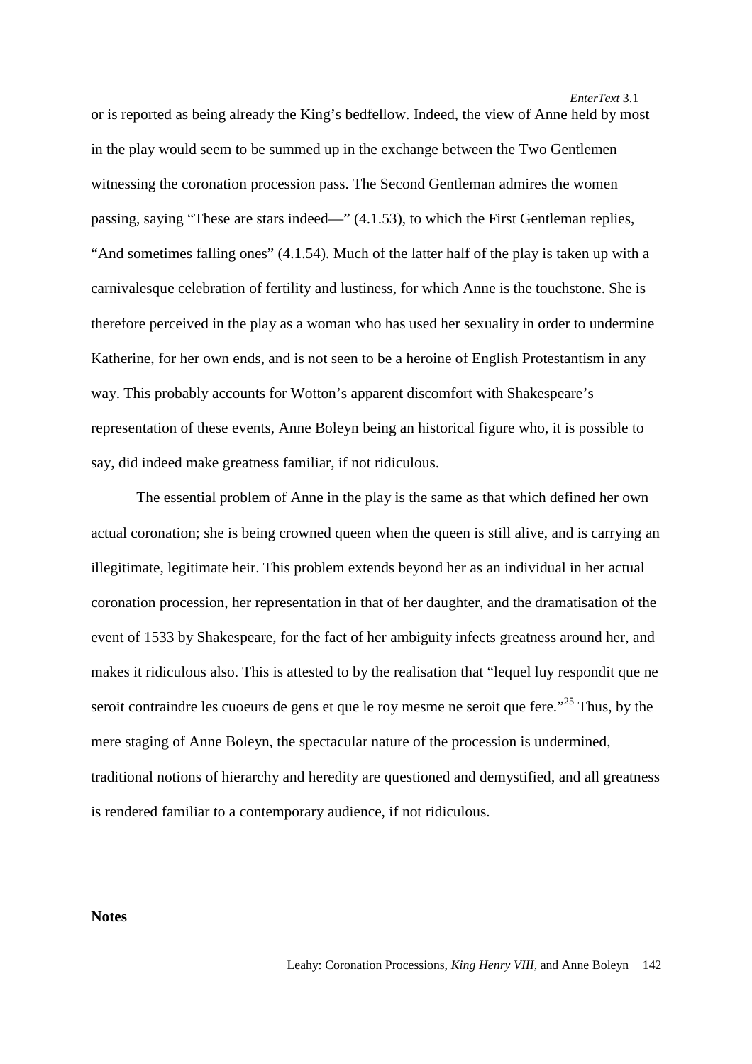or is reported as being already the King's bedfellow. Indeed, the view of Anne held by most in the play would seem to be summed up in the exchange between the Two Gentlemen witnessing the coronation procession pass. The Second Gentleman admires the women passing, saying "These are stars indeed—" (4.1.53), to which the First Gentleman replies, "And sometimes falling ones" (4.1.54). Much of the latter half of the play is taken up with a carnivalesque celebration of fertility and lustiness, for which Anne is the touchstone. She is therefore perceived in the play as a woman who has used her sexuality in order to undermine Katherine, for her own ends, and is not seen to be a heroine of English Protestantism in any way. This probably accounts for Wotton's apparent discomfort with Shakespeare's representation of these events, Anne Boleyn being an historical figure who, it is possible to say, did indeed make greatness familiar, if not ridiculous.

The essential problem of Anne in the play is the same as that which defined her own actual coronation; she is being crowned queen when the queen is still alive, and is carrying an illegitimate, legitimate heir. This problem extends beyond her as an individual in her actual coronation procession, her representation in that of her daughter, and the dramatisation of the event of 1533 by Shakespeare, for the fact of her ambiguity infects greatness around her, and makes it ridiculous also. This is attested to by the realisation that "lequel luy respondit que ne seroit contraindre les cuoeurs de gens et que le roy mesme ne seroit que fere."[25] Thus, by the mere staging of Anne Boleyn, the spectacular nature of the procession is undermined, traditional notions of hierarchy and heredity are questioned and demystified, and all greatness is rendered familiar to a contemporary audience, if not ridiculous.

**Notes**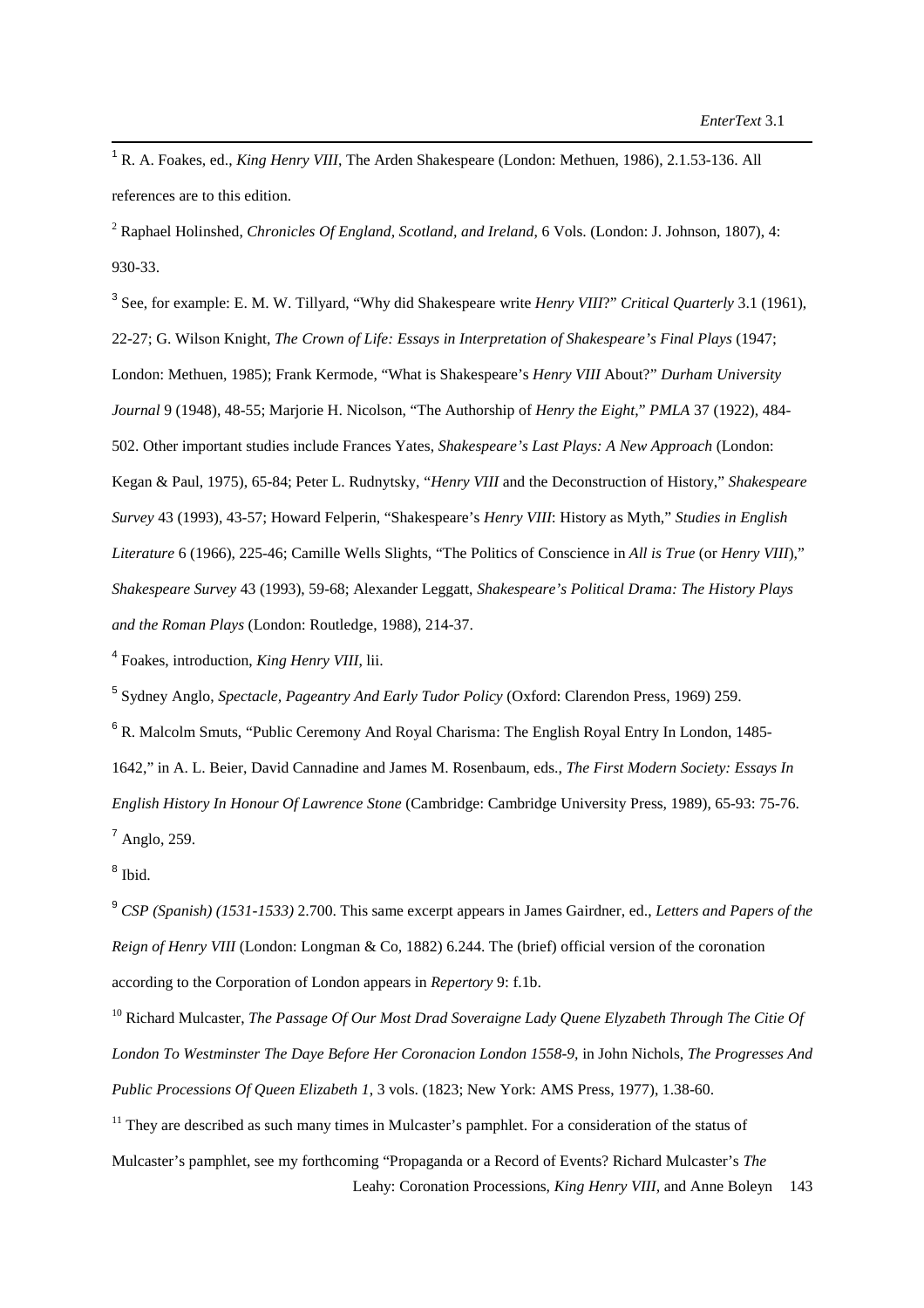[1] R. A. Foakes, ed., *King Henry VIII*, The Arden Shakespeare (London: Methuen, 1986), 2.1.53-136. All references are to this edition.

[2] Raphael Holinshed, *Chronicles Of England, Scotland, and Ireland*, 6 Vols. (London: J. Johnson, 1807), 4: 930-33.

[3] See, for example: E. M. W. Tillyard, "Why did Shakespeare write *Henry VIII*?" *Critical Quarterly* 3.1 (1961), 22-27; G. Wilson Knight, *The Crown of Life: Essays in Interpretation of Shakespeare's Final Plays* (1947; London: Methuen, 1985); Frank Kermode, "What is Shakespeare's *Henry VIII* About?" *Durham University Journal* 9 (1948), 48-55; Marjorie H. Nicolson, "The Authorship of *Henry the Eight*," *PMLA* 37 (1922), 484-502. Other important studies include Frances Yates, *Shakespeare's Last Plays: A New Approach* (London: Kegan & Paul, 1975), 65-84; Peter L. Rudnytsky, "*Henry VIII* and the Deconstruction of History," *Shakespeare Survey* 43 (1993), 43-57; Howard Felperin, "Shakespeare's *Henry VIII*: History as Myth," *Studies in English Literature* 6 (1966), 225-46; Camille Wells Slights, "The Politics of Conscience in *All is True* (or *Henry VIII*)," *Shakespeare Survey* 43 (1993), 59-68; Alexander Leggatt, *Shakespeare's Political Drama: The History Plays and the Roman Plays* (London: Routledge, 1988), 214-37.

[4] Foakes, introduction, *King Henry VIII*, lii.

[5] Sydney Anglo, *Spectacle, Pageantry And Early Tudor Policy* (Oxford: Clarendon Press, 1969) 259.

[6] R. Malcolm Smuts, "Public Ceremony And Royal Charisma: The English Royal Entry In London, 1485-1642," in A. L. Beier, David Cannadine and James M. Rosenbaum, eds., *The First Modern Society: Essays In English History In Honour Of Lawrence Stone* (Cambridge: Cambridge University Press, 1989), 65-93: 75-76.

[7] Anglo, 259.

[8] Ibid.

[9] *CSP (Spanish) (1531-1533)* 2.700. This same excerpt appears in James Gairdner, ed., *Letters and Papers of the Reign of Henry VIII* (London: Longman & Co, 1882) 6.244. The (brief) official version of the coronation according to the Corporation of London appears in *Repertory* 9: f.1b.

[10] Richard Mulcaster, *The Passage Of Our Most Drad Soveraigne Lady Quene Elyzabeth Through The Citie Of London To Westminster The Daye Before Her Coronacion London 1558-9*, in John Nichols, *The Progresses And Public Processions Of Queen Elizabeth 1*, 3 vols. (1823; New York: AMS Press, 1977), 1.38-60.

[11] They are described as such many times in Mulcaster's pamphlet. For a consideration of the status of Mulcaster's pamphlet, see my forthcoming "Propaganda or a Record of Events? Richard Mulcaster's *The*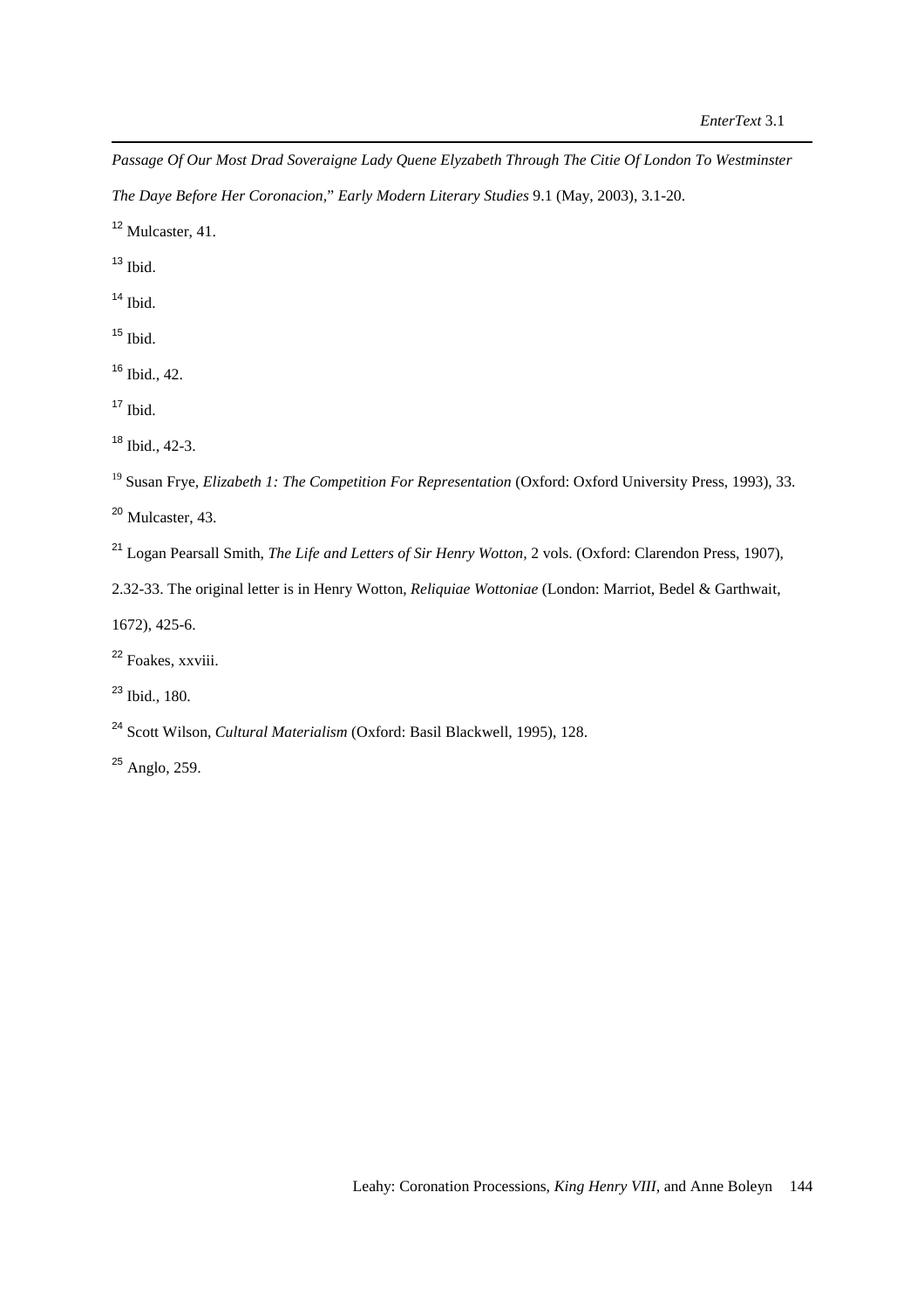*Passage Of Our Most Drad Soveraigne Lady Quene Elyzabeth Through The Citie Of London To Westminster The Daye Before Her Coronacion*," *Early Modern Literary Studies* 9.1 (May, 2003), 3.1-20.

[12] Mulcaster, 41.

[13] Ibid.

[14] Ibid.

[15] Ibid.

[16] Ibid., 42.

[17] Ibid.

[18] Ibid., 42-3.

[19] Susan Frye, *Elizabeth 1: The Competition For Representation* (Oxford: Oxford University Press, 1993), 33.

[20] Mulcaster, 43.

[21] Logan Pearsall Smith, *The Life and Letters of Sir Henry Wotton*, 2 vols. (Oxford: Clarendon Press, 1907), 2.32-33. The original letter is in Henry Wotton, *Reliquiae Wottoniae* (London: Marriot, Bedel & Garthwait, 1672), 425-6.

[22] Foakes, xxviii.

[23] Ibid., 180.

[24] Scott Wilson, *Cultural Materialism* (Oxford: Basil Blackwell, 1995), 128.

[25] Anglo, 259.